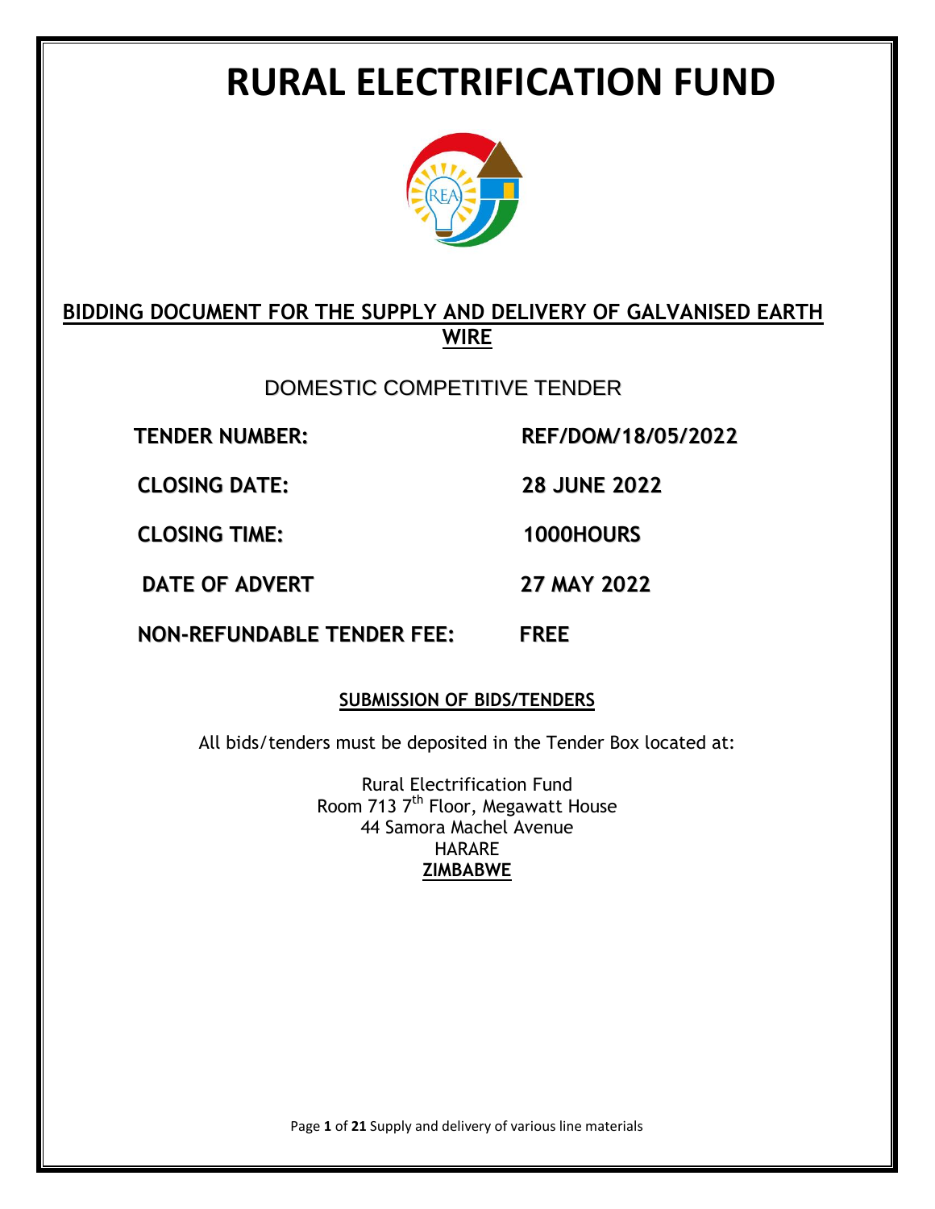# RURAL ELECTRIFICATION FUND

## BIDDING DOCUMENT FOR THE SUPPLY AND DELIVERY OF GALVANISED EARTH WIRE

DOMESTIC COMPETITIVE TENDER

| | |
|---|---|
| **TENDER NUMBER:** | **REF/DOM/18/05/2022** |
| **CLOSING DATE:** | **28 JUNE 2022** |
| **CLOSING TIME:** | **1000HOURS** |
| **DATE OF ADVERT** | **27 MAY 2022** |
| **NON-REFUNDABLE TENDER FEE:** | **FREE** |

**SUBMISSION OF BIDS/TENDERS**

All bids/tenders must be deposited in the Tender Box located at:

Rural Electrification Fund
Room 713 7th Floor, Megawatt House
44 Samora Machel Avenue
HARARE
**ZIMBABWE**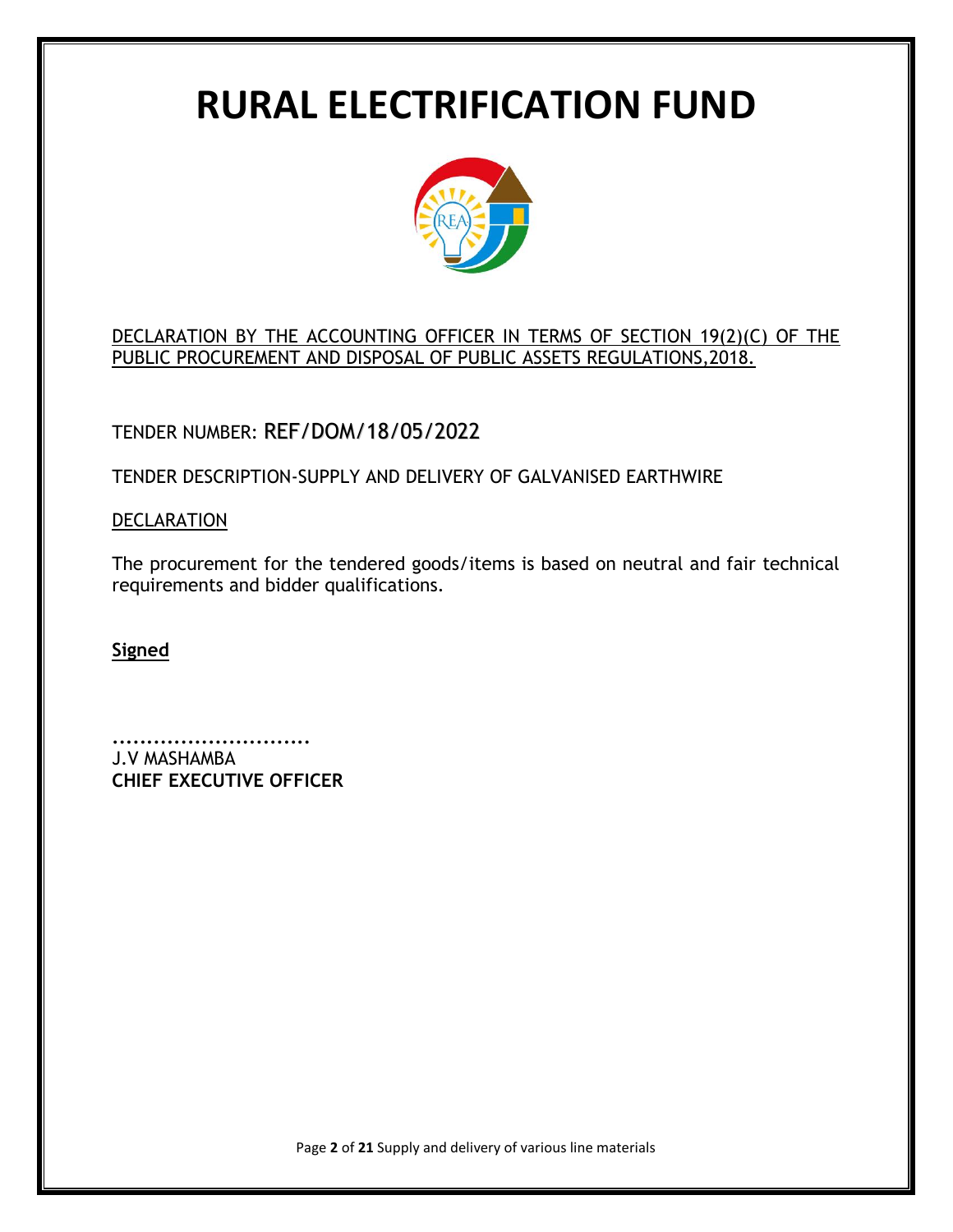# RURAL ELECTRIFICATION FUND

DECLARATION BY THE ACCOUNTING OFFICER IN TERMS OF SECTION 19(2)(C) OF THE PUBLIC PROCUREMENT AND DISPOSAL OF PUBLIC ASSETS REGULATIONS,2018.

TENDER NUMBER: REF/DOM/18/05/2022

TENDER DESCRIPTION-SUPPLY AND DELIVERY OF GALVANISED EARTHWIRE

DECLARATION

The procurement for the tendered goods/items is based on neutral and fair technical requirements and bidder qualifications.

**Signed**

.............................
J.V MASHAMBA
**CHIEF EXECUTIVE OFFICER**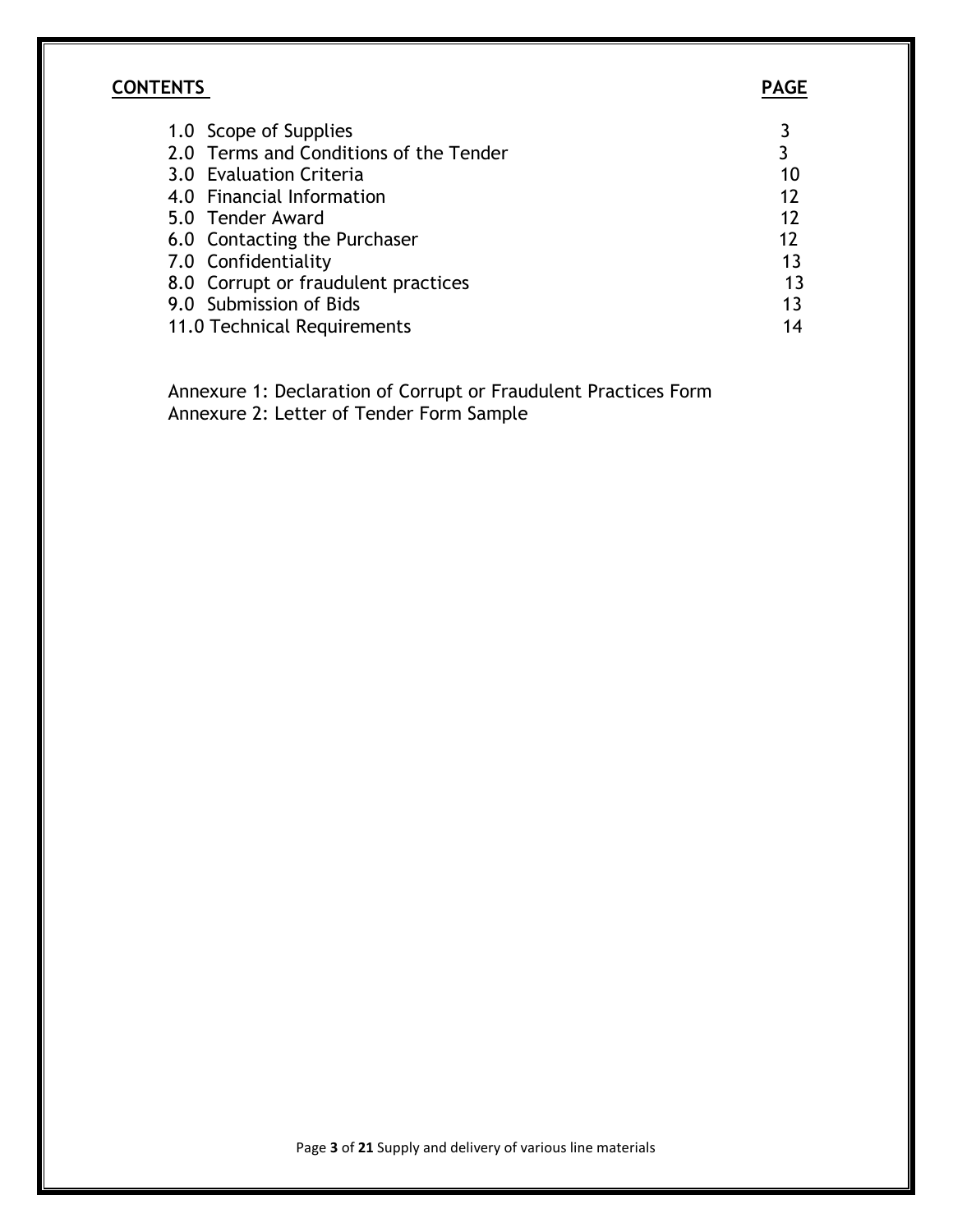**CONTENTS** | **PAGE**

| CONTENTS | PAGE |
|---|---|
| 1.0 Scope of Supplies | 3 |
| 2.0 Terms and Conditions of the Tender | 3 |
| 3.0 Evaluation Criteria | 10 |
| 4.0 Financial Information | 12 |
| 5.0 Tender Award | 12 |
| 6.0 Contacting the Purchaser | 12 |
| 7.0 Confidentiality | 13 |
| 8.0 Corrupt or fraudulent practices | 13 |
| 9.0 Submission of Bids | 13 |
| 11.0 Technical Requirements | 14 |

Annexure 1: Declaration of Corrupt or Fraudulent Practices Form
Annexure 2: Letter of Tender Form Sample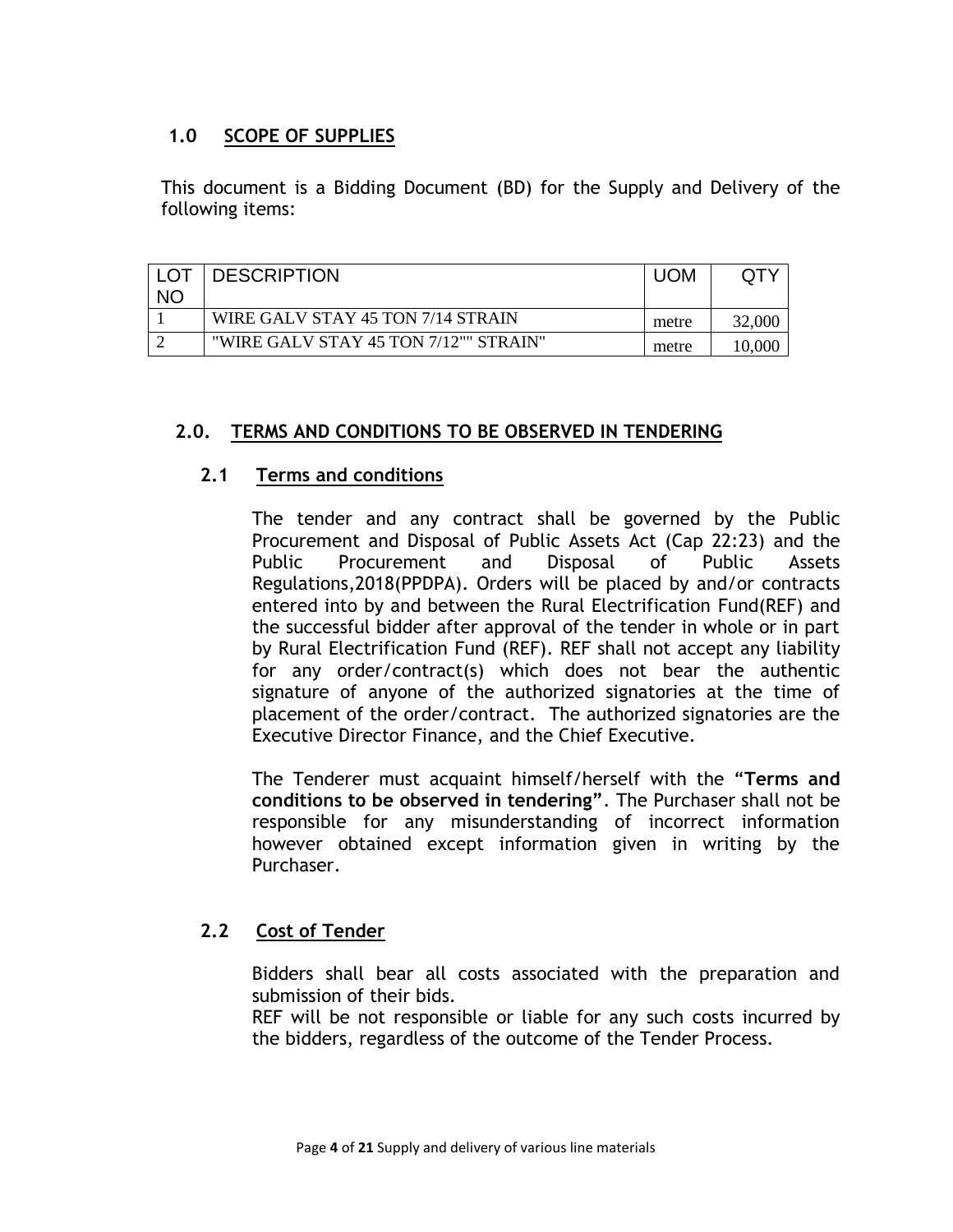## 1.0 SCOPE OF SUPPLIES

This document is a Bidding Document (BD) for the Supply and Delivery of the following items:

| LOT NO | DESCRIPTION | UOM | QTY |
|---|---|---|---|
| 1 | WIRE GALV STAY 45 TON 7/14 STRAIN | metre | 32,000 |
| 2 | "WIRE GALV STAY 45 TON 7/12"" STRAIN" | metre | 10,000 |

## 2.0. TERMS AND CONDITIONS TO BE OBSERVED IN TENDERING

### 2.1 Terms and conditions

The tender and any contract shall be governed by the Public Procurement and Disposal of Public Assets Act (Cap 22:23) and the Public Procurement and Disposal of Public Assets Regulations,2018(PPDPA). Orders will be placed by and/or contracts entered into by and between the Rural Electrification Fund(REF) and the successful bidder after approval of the tender in whole or in part by Rural Electrification Fund (REF). REF shall not accept any liability for any order/contract(s) which does not bear the authentic signature of anyone of the authorized signatories at the time of placement of the order/contract. The authorized signatories are the Executive Director Finance, and the Chief Executive.

The Tenderer must acquaint himself/herself with the "**Terms and conditions to be observed in tendering**". The Purchaser shall not be responsible for any misunderstanding of incorrect information however obtained except information given in writing by the Purchaser.

### 2.2 Cost of Tender

Bidders shall bear all costs associated with the preparation and submission of their bids.
REF will be not responsible or liable for any such costs incurred by the bidders, regardless of the outcome of the Tender Process.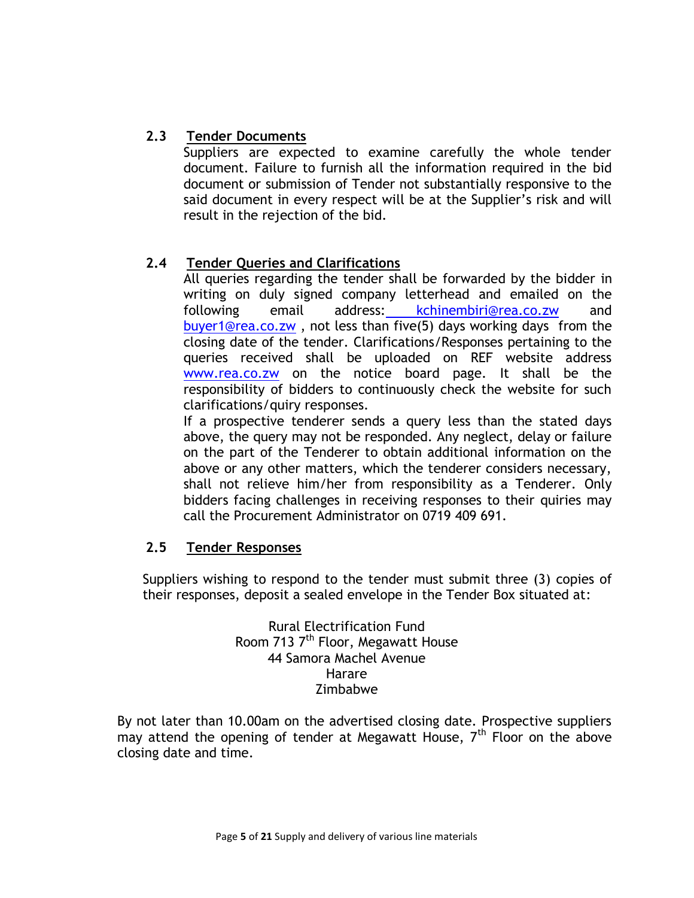### 2.3 Tender Documents

Suppliers are expected to examine carefully the whole tender document. Failure to furnish all the information required in the bid document or submission of Tender not substantially responsive to the said document in every respect will be at the Supplier's risk and will result in the rejection of the bid.

### 2.4 Tender Queries and Clarifications

All queries regarding the tender shall be forwarded by the bidder in writing on duly signed company letterhead and emailed on the following email address: kchinembiri@rea.co.zw and buyer1@rea.co.zw , not less than five(5) days working days from the closing date of the tender. Clarifications/Responses pertaining to the queries received shall be uploaded on REF website address www.rea.co.zw on the notice board page. It shall be the responsibility of bidders to continuously check the website for such clarifications/quiry responses.

If a prospective tenderer sends a query less than the stated days above, the query may not be responded. Any neglect, delay or failure on the part of the Tenderer to obtain additional information on the above or any other matters, which the tenderer considers necessary, shall not relieve him/her from responsibility as a Tenderer. Only bidders facing challenges in receiving responses to their quiries may call the Procurement Administrator on 0719 409 691.

### 2.5 Tender Responses

Suppliers wishing to respond to the tender must submit three (3) copies of their responses, deposit a sealed envelope in the Tender Box situated at:

Rural Electrification Fund
Room 713 7th Floor, Megawatt House
44 Samora Machel Avenue
Harare
Zimbabwe

By not later than 10.00am on the advertised closing date. Prospective suppliers may attend the opening of tender at Megawatt House, 7th Floor on the above closing date and time.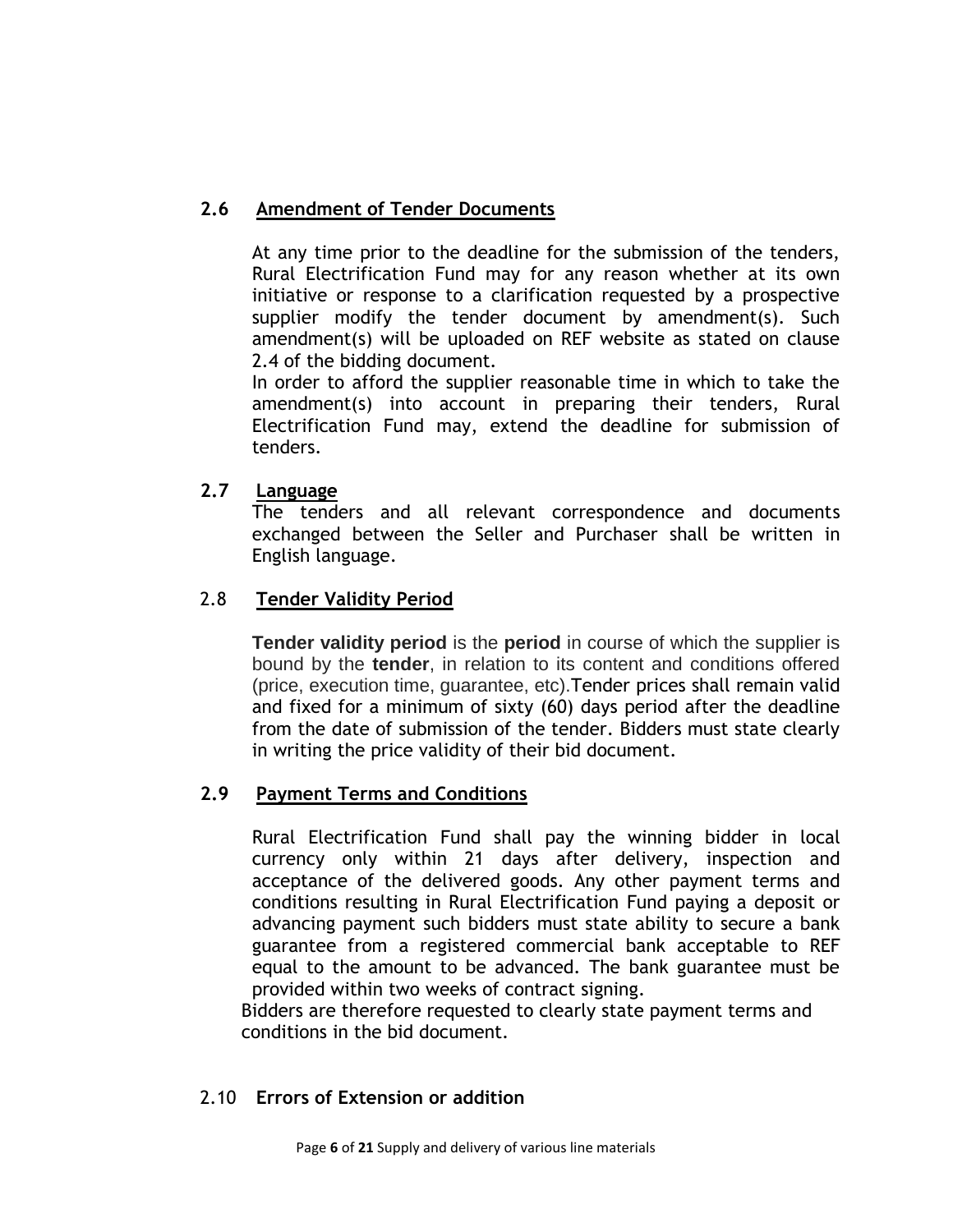## 2.6 Amendment of Tender Documents

At any time prior to the deadline for the submission of the tenders, Rural Electrification Fund may for any reason whether at its own initiative or response to a clarification requested by a prospective supplier modify the tender document by amendment(s). Such amendment(s) will be uploaded on REF website as stated on clause 2.4 of the bidding document.

In order to afford the supplier reasonable time in which to take the amendment(s) into account in preparing their tenders, Rural Electrification Fund may, extend the deadline for submission of tenders.

## 2.7 Language

The tenders and all relevant correspondence and documents exchanged between the Seller and Purchaser shall be written in English language.

## 2.8 Tender Validity Period

**Tender validity period** is the **period** in course of which the supplier is bound by the **tender**, in relation to its content and conditions offered (price, execution time, guarantee, etc).Tender prices shall remain valid and fixed for a minimum of sixty (60) days period after the deadline from the date of submission of the tender. Bidders must state clearly in writing the price validity of their bid document.

## 2.9 Payment Terms and Conditions

Rural Electrification Fund shall pay the winning bidder in local currency only within 21 days after delivery, inspection and acceptance of the delivered goods. Any other payment terms and conditions resulting in Rural Electrification Fund paying a deposit or advancing payment such bidders must state ability to secure a bank guarantee from a registered commercial bank acceptable to REF equal to the amount to be advanced. The bank guarantee must be provided within two weeks of contract signing.

Bidders are therefore requested to clearly state payment terms and conditions in the bid document.

## 2.10 Errors of Extension or addition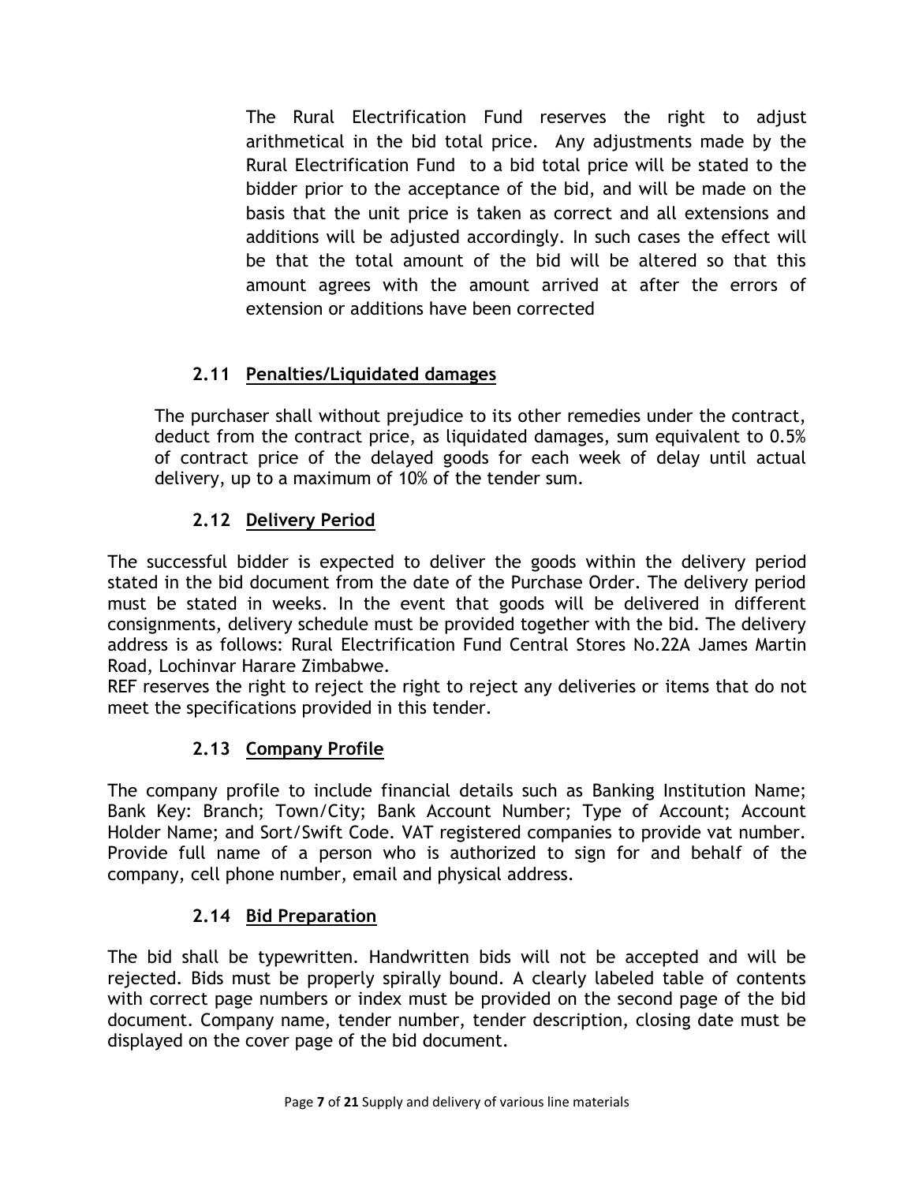The Rural Electrification Fund reserves the right to adjust arithmetical in the bid total price. Any adjustments made by the Rural Electrification Fund to a bid total price will be stated to the bidder prior to the acceptance of the bid, and will be made on the basis that the unit price is taken as correct and all extensions and additions will be adjusted accordingly. In such cases the effect will be that the total amount of the bid will be altered so that this amount agrees with the amount arrived at after the errors of extension or additions have been corrected

### 2.11 Penalties/Liquidated damages

The purchaser shall without prejudice to its other remedies under the contract, deduct from the contract price, as liquidated damages, sum equivalent to 0.5% of contract price of the delayed goods for each week of delay until actual delivery, up to a maximum of 10% of the tender sum.

### 2.12 Delivery Period

The successful bidder is expected to deliver the goods within the delivery period stated in the bid document from the date of the Purchase Order. The delivery period must be stated in weeks. In the event that goods will be delivered in different consignments, delivery schedule must be provided together with the bid. The delivery address is as follows: Rural Electrification Fund Central Stores No.22A James Martin Road, Lochinvar Harare Zimbabwe.

REF reserves the right to reject the right to reject any deliveries or items that do not meet the specifications provided in this tender.

### 2.13 Company Profile

The company profile to include financial details such as Banking Institution Name; Bank Key: Branch; Town/City; Bank Account Number; Type of Account; Account Holder Name; and Sort/Swift Code. VAT registered companies to provide vat number. Provide full name of a person who is authorized to sign for and behalf of the company, cell phone number, email and physical address.

### 2.14 Bid Preparation

The bid shall be typewritten. Handwritten bids will not be accepted and will be rejected. Bids must be properly spirally bound. A clearly labeled table of contents with correct page numbers or index must be provided on the second page of the bid document. Company name, tender number, tender description, closing date must be displayed on the cover page of the bid document.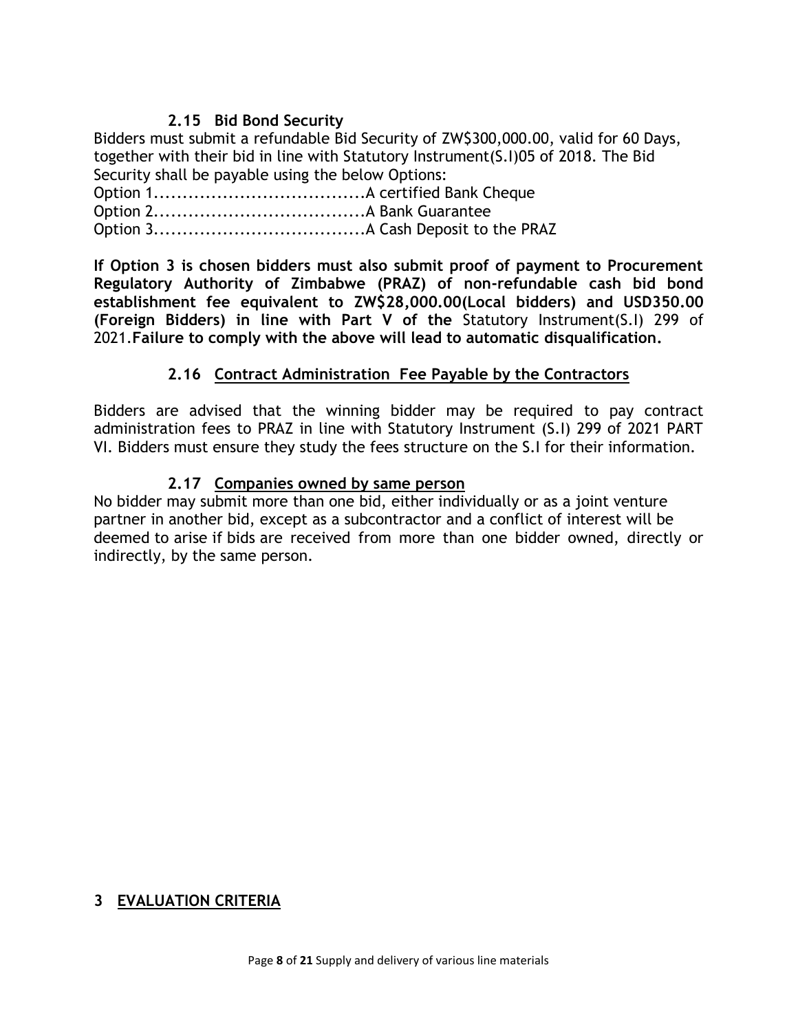### 2.15 Bid Bond Security

Bidders must submit a refundable Bid Security of ZW$300,000.00, valid for 60 Days, together with their bid in line with Statutory Instrument(S.I)05 of 2018. The Bid Security shall be payable using the below Options:

Option 1....................................A certified Bank Cheque
Option 2....................................A Bank Guarantee
Option 3....................................A Cash Deposit to the PRAZ

**If Option 3 is chosen bidders must also submit proof of payment to Procurement Regulatory Authority of Zimbabwe (PRAZ) of non-refundable cash bid bond establishment fee equivalent to ZW$28,000.00(Local bidders) and USD350.00 (Foreign Bidders) in line with Part V of the** Statutory Instrument(S.I) 299 of 2021.**Failure to comply with the above will lead to automatic disqualification.**

### 2.16 Contract Administration Fee Payable by the Contractors

Bidders are advised that the winning bidder may be required to pay contract administration fees to PRAZ in line with Statutory Instrument (S.I) 299 of 2021 PART VI. Bidders must ensure they study the fees structure on the S.I for their information.

### 2.17 Companies owned by same person

No bidder may submit more than one bid, either individually or as a joint venture partner in another bid, except as a subcontractor and a conflict of interest will be deemed to arise if bids are received from more than one bidder owned, directly or indirectly, by the same person.

## 3 EVALUATION CRITERIA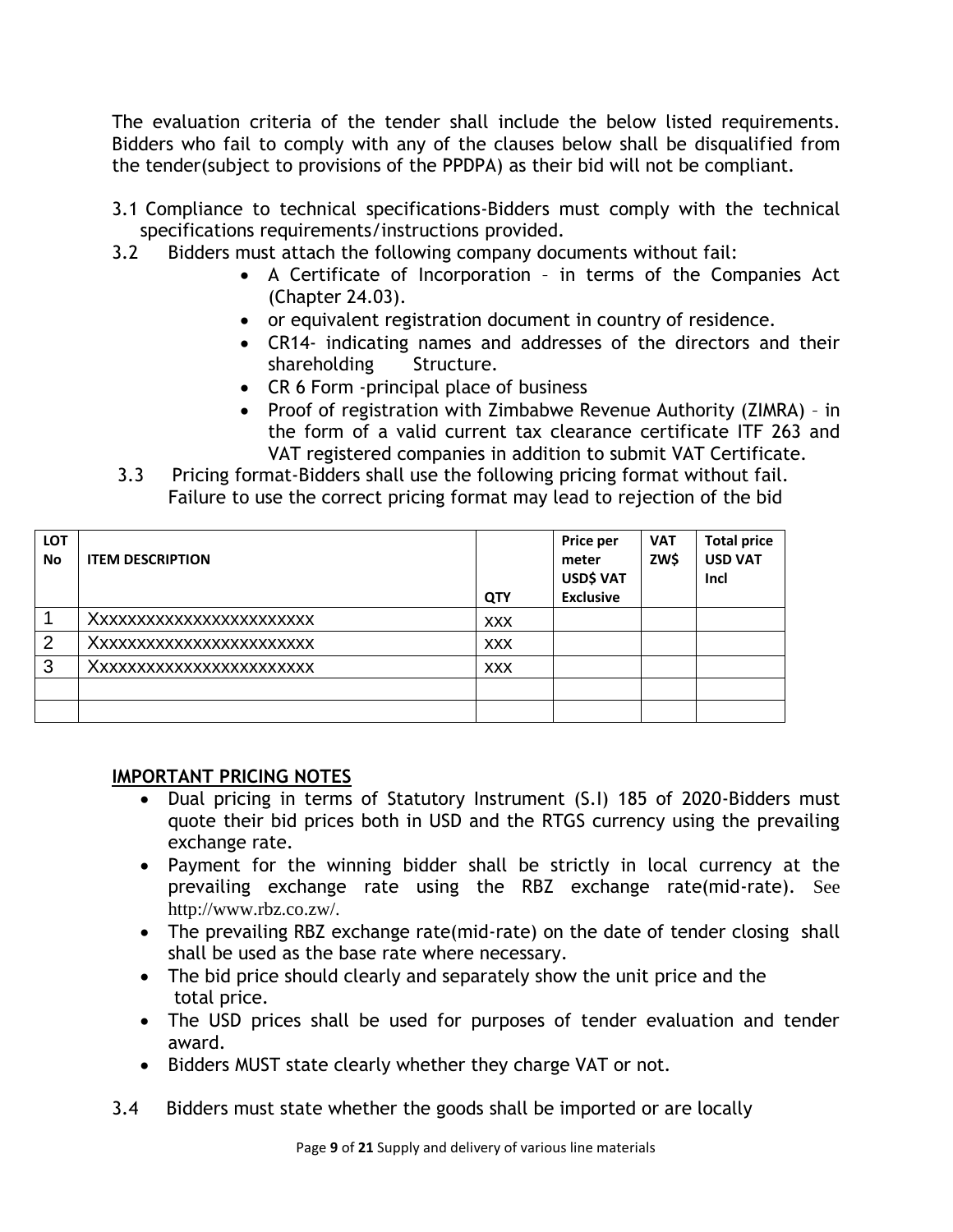The evaluation criteria of the tender shall include the below listed requirements. Bidders who fail to comply with any of the clauses below shall be disqualified from the tender(subject to provisions of the PPDPA) as their bid will not be compliant.

3.1 Compliance to technical specifications-Bidders must comply with the technical specifications requirements/instructions provided.

3.2 Bidders must attach the following company documents without fail:

- A Certificate of Incorporation – in terms of the Companies Act (Chapter 24.03).
- or equivalent registration document in country of residence.
- CR14- indicating names and addresses of the directors and their shareholding Structure.
- CR 6 Form -principal place of business
- Proof of registration with Zimbabwe Revenue Authority (ZIMRA) – in the form of a valid current tax clearance certificate ITF 263 and VAT registered companies in addition to submit VAT Certificate.

3.3 Pricing format-Bidders shall use the following pricing format without fail. Failure to use the correct pricing format may lead to rejection of the bid

| LOT No | ITEM DESCRIPTION | QTY | Price per meter USD$ VAT Exclusive | VAT ZW$ | Total price USD VAT Incl |
|---|---|---|---|---|---|
| 1 | Xxxxxxxxxxxxxxxxxxxxxxx | xxx | | | |
| 2 | Xxxxxxxxxxxxxxxxxxxxxxx | xxx | | | |
| 3 | Xxxxxxxxxxxxxxxxxxxxxxx | xxx | | | |
| | | | | | |
| | | | | | |

**IMPORTANT PRICING NOTES**

- Dual pricing in terms of Statutory Instrument (S.I) 185 of 2020-Bidders must quote their bid prices both in USD and the RTGS currency using the prevailing exchange rate.
- Payment for the winning bidder shall be strictly in local currency at the prevailing exchange rate using the RBZ exchange rate(mid-rate). See http://www.rbz.co.zw/.
- The prevailing RBZ exchange rate(mid-rate) on the date of tender closing shall shall be used as the base rate where necessary.
- The bid price should clearly and separately show the unit price and the total price.
- The USD prices shall be used for purposes of tender evaluation and tender award.
- Bidders MUST state clearly whether they charge VAT or not.

3.4 Bidders must state whether the goods shall be imported or are locally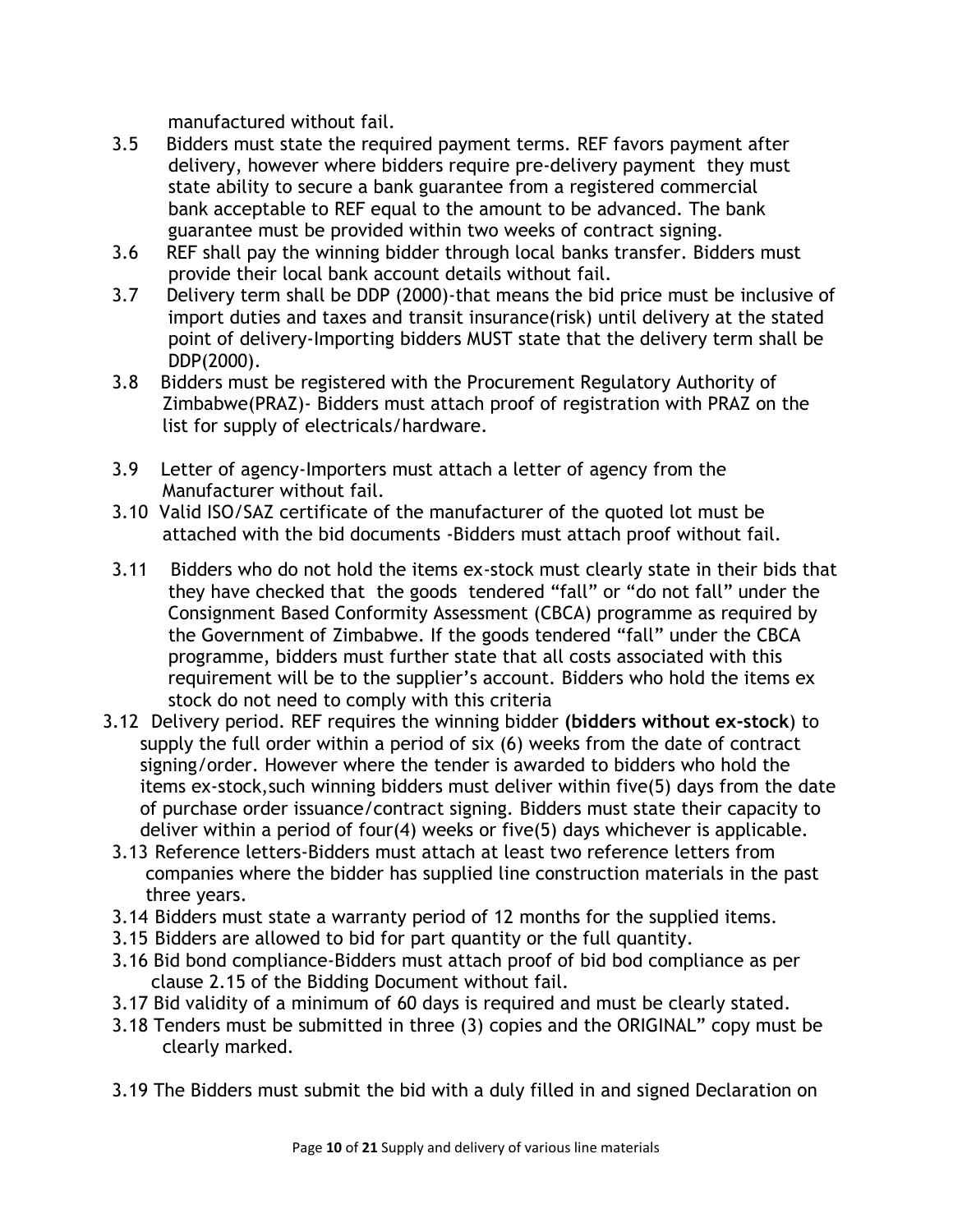manufactured without fail.

3.5 Bidders must state the required payment terms. REF favors payment after delivery, however where bidders require pre-delivery payment they must state ability to secure a bank guarantee from a registered commercial bank acceptable to REF equal to the amount to be advanced. The bank guarantee must be provided within two weeks of contract signing.

3.6 REF shall pay the winning bidder through local banks transfer. Bidders must provide their local bank account details without fail.

3.7 Delivery term shall be DDP (2000)-that means the bid price must be inclusive of import duties and taxes and transit insurance(risk) until delivery at the stated point of delivery-Importing bidders MUST state that the delivery term shall be DDP(2000).

3.8 Bidders must be registered with the Procurement Regulatory Authority of Zimbabwe(PRAZ)- Bidders must attach proof of registration with PRAZ on the list for supply of electricals/hardware.

3.9 Letter of agency-Importers must attach a letter of agency from the Manufacturer without fail.

3.10 Valid ISO/SAZ certificate of the manufacturer of the quoted lot must be attached with the bid documents -Bidders must attach proof without fail.

3.11 Bidders who do not hold the items ex-stock must clearly state in their bids that they have checked that the goods tendered “fall” or “do not fall” under the Consignment Based Conformity Assessment (CBCA) programme as required by the Government of Zimbabwe. If the goods tendered “fall” under the CBCA programme, bidders must further state that all costs associated with this requirement will be to the supplier’s account. Bidders who hold the items ex stock do not need to comply with this criteria

3.12 Delivery period. REF requires the winning bidder **(bidders without ex-stock**) to supply the full order within a period of six (6) weeks from the date of contract signing/order. However where the tender is awarded to bidders who hold the items ex-stock,such winning bidders must deliver within five(5) days from the date of purchase order issuance/contract signing. Bidders must state their capacity to deliver within a period of four(4) weeks or five(5) days whichever is applicable.

3.13 Reference letters-Bidders must attach at least two reference letters from companies where the bidder has supplied line construction materials in the past three years.

3.14 Bidders must state a warranty period of 12 months for the supplied items.

3.15 Bidders are allowed to bid for part quantity or the full quantity.

3.16 Bid bond compliance-Bidders must attach proof of bid bod compliance as per clause 2.15 of the Bidding Document without fail.

3.17 Bid validity of a minimum of 60 days is required and must be clearly stated.

3.18 Tenders must be submitted in three (3) copies and the ORIGINAL” copy must be clearly marked.

3.19 The Bidders must submit the bid with a duly filled in and signed Declaration on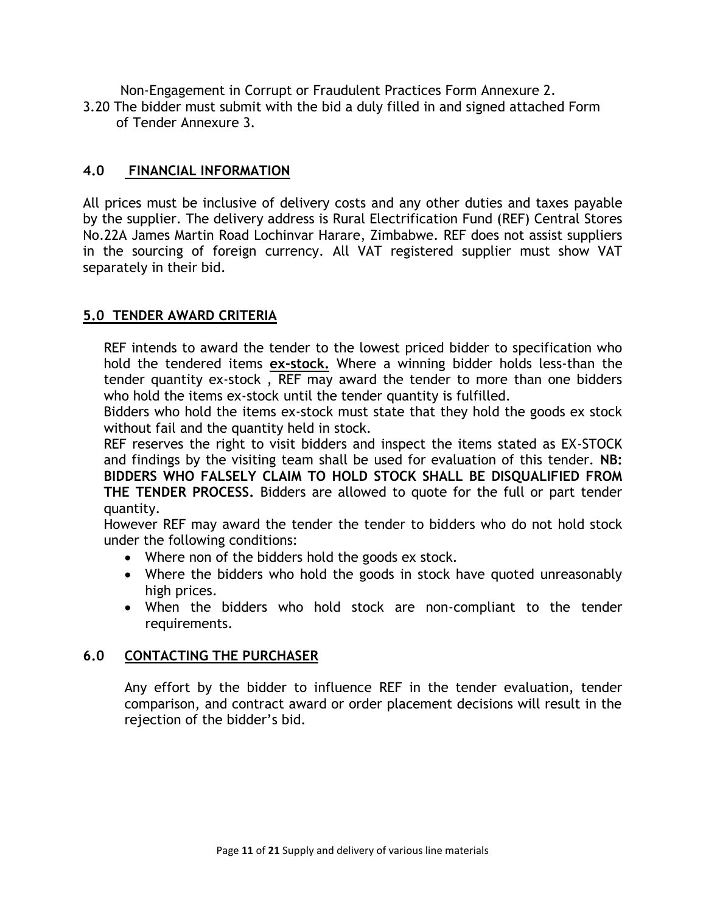Non-Engagement in Corrupt or Fraudulent Practices Form Annexure 2.

3.20 The bidder must submit with the bid a duly filled in and signed attached Form of Tender Annexure 3.

## 4.0 FINANCIAL INFORMATION

All prices must be inclusive of delivery costs and any other duties and taxes payable by the supplier. The delivery address is Rural Electrification Fund (REF) Central Stores No.22A James Martin Road Lochinvar Harare, Zimbabwe. REF does not assist suppliers in the sourcing of foreign currency. All VAT registered supplier must show VAT separately in their bid.

## 5.0 TENDER AWARD CRITERIA

REF intends to award the tender to the lowest priced bidder to specification who hold the tendered items **ex-stock.** Where a winning bidder holds less-than the tender quantity ex-stock , REF may award the tender to more than one bidders who hold the items ex-stock until the tender quantity is fulfilled.

Bidders who hold the items ex-stock must state that they hold the goods ex stock without fail and the quantity held in stock.

REF reserves the right to visit bidders and inspect the items stated as EX-STOCK and findings by the visiting team shall be used for evaluation of this tender. **NB: BIDDERS WHO FALSELY CLAIM TO HOLD STOCK SHALL BE DISQUALIFIED FROM THE TENDER PROCESS.** Bidders are allowed to quote for the full or part tender quantity.

However REF may award the tender the tender to bidders who do not hold stock under the following conditions:

- Where non of the bidders hold the goods ex stock.
- Where the bidders who hold the goods in stock have quoted unreasonably high prices.
- When the bidders who hold stock are non-compliant to the tender requirements.

## 6.0 CONTACTING THE PURCHASER

Any effort by the bidder to influence REF in the tender evaluation, tender comparison, and contract award or order placement decisions will result in the rejection of the bidder's bid.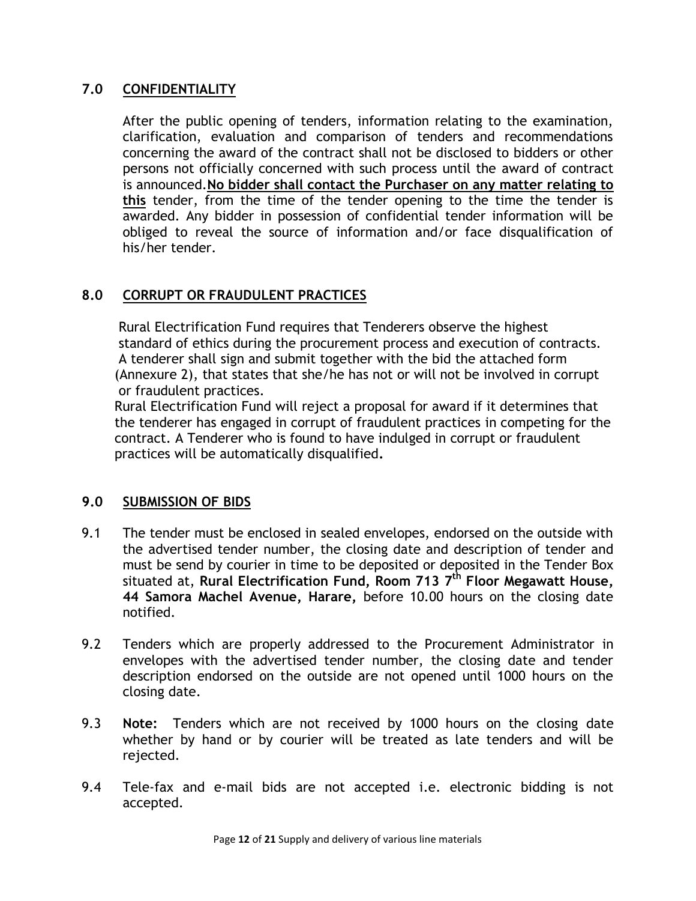## 7.0 CONFIDENTIALITY

After the public opening of tenders, information relating to the examination, clarification, evaluation and comparison of tenders and recommendations concerning the award of the contract shall not be disclosed to bidders or other persons not officially concerned with such process until the award of contract is announced.**No bidder shall contact the Purchaser on any matter relating to this** tender, from the time of the tender opening to the time the tender is awarded. Any bidder in possession of confidential tender information will be obliged to reveal the source of information and/or face disqualification of his/her tender.

## 8.0 CORRUPT OR FRAUDULENT PRACTICES

Rural Electrification Fund requires that Tenderers observe the highest standard of ethics during the procurement process and execution of contracts. A tenderer shall sign and submit together with the bid the attached form (Annexure 2), that states that she/he has not or will not be involved in corrupt or fraudulent practices.

Rural Electrification Fund will reject a proposal for award if it determines that the tenderer has engaged in corrupt of fraudulent practices in competing for the contract. A Tenderer who is found to have indulged in corrupt or fraudulent practices will be automatically disqualified**.**

## 9.0 SUBMISSION OF BIDS

9.1 The tender must be enclosed in sealed envelopes, endorsed on the outside with the advertised tender number, the closing date and description of tender and must be send by courier in time to be deposited or deposited in the Tender Box situated at, **Rural Electrification Fund, Room 713 7th Floor Megawatt House, 44 Samora Machel Avenue, Harare,** before 10.00 hours on the closing date notified.

9.2 Tenders which are properly addressed to the Procurement Administrator in envelopes with the advertised tender number, the closing date and tender description endorsed on the outside are not opened until 1000 hours on the closing date.

9.3 **Note:** Tenders which are not received by 1000 hours on the closing date whether by hand or by courier will be treated as late tenders and will be rejected.

9.4 Tele-fax and e-mail bids are not accepted i.e. electronic bidding is not accepted.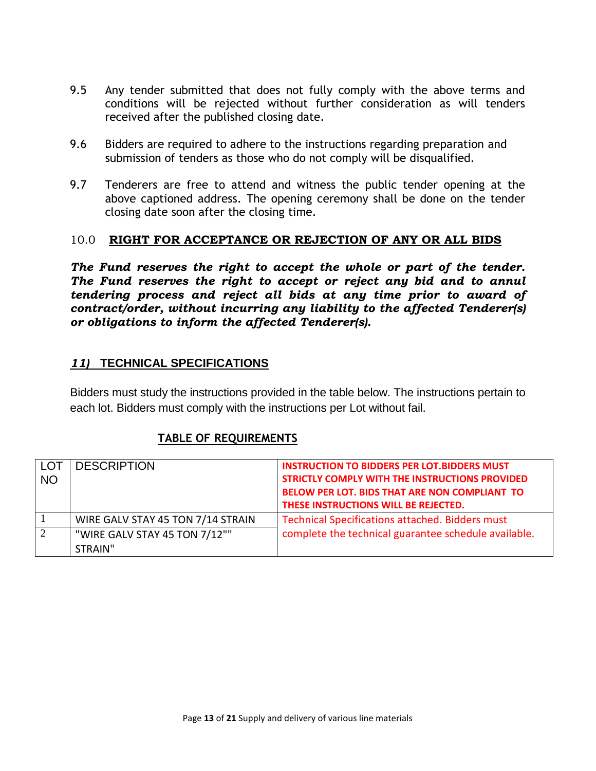9.5 Any tender submitted that does not fully comply with the above terms and conditions will be rejected without further consideration as will tenders received after the published closing date.

9.6 Bidders are required to adhere to the instructions regarding preparation and submission of tenders as those who do not comply will be disqualified.

9.7 Tenderers are free to attend and witness the public tender opening at the above captioned address. The opening ceremony shall be done on the tender closing date soon after the closing time.

## 10.0 RIGHT FOR ACCEPTANCE OR REJECTION OF ANY OR ALL BIDS

***The Fund reserves the right to accept the whole or part of the tender. The Fund reserves the right to accept or reject any bid and to annul tendering process and reject all bids at any time prior to award of contract/order, without incurring any liability to the affected Tenderer(s) or obligations to inform the affected Tenderer(s).***

## *11)* TECHNICAL SPECIFICATIONS

Bidders must study the instructions provided in the table below. The instructions pertain to each lot. Bidders must comply with the instructions per Lot without fail.

**TABLE OF REQUIREMENTS**

| LOT NO | DESCRIPTION | **INSTRUCTION TO BIDDERS PER LOT.BIDDERS MUST STRICTLY COMPLY WITH THE INSTRUCTIONS PROVIDED BELOW PER LOT. BIDS THAT ARE NON COMPLIANT TO THESE INSTRUCTIONS WILL BE REJECTED.** |
|---|---|---|
| 1 | WIRE GALV STAY 45 TON 7/14 STRAIN | Technical Specifications attached. Bidders must complete the technical guarantee schedule available. |
| 2 | "WIRE GALV STAY 45 TON 7/12"" STRAIN" | |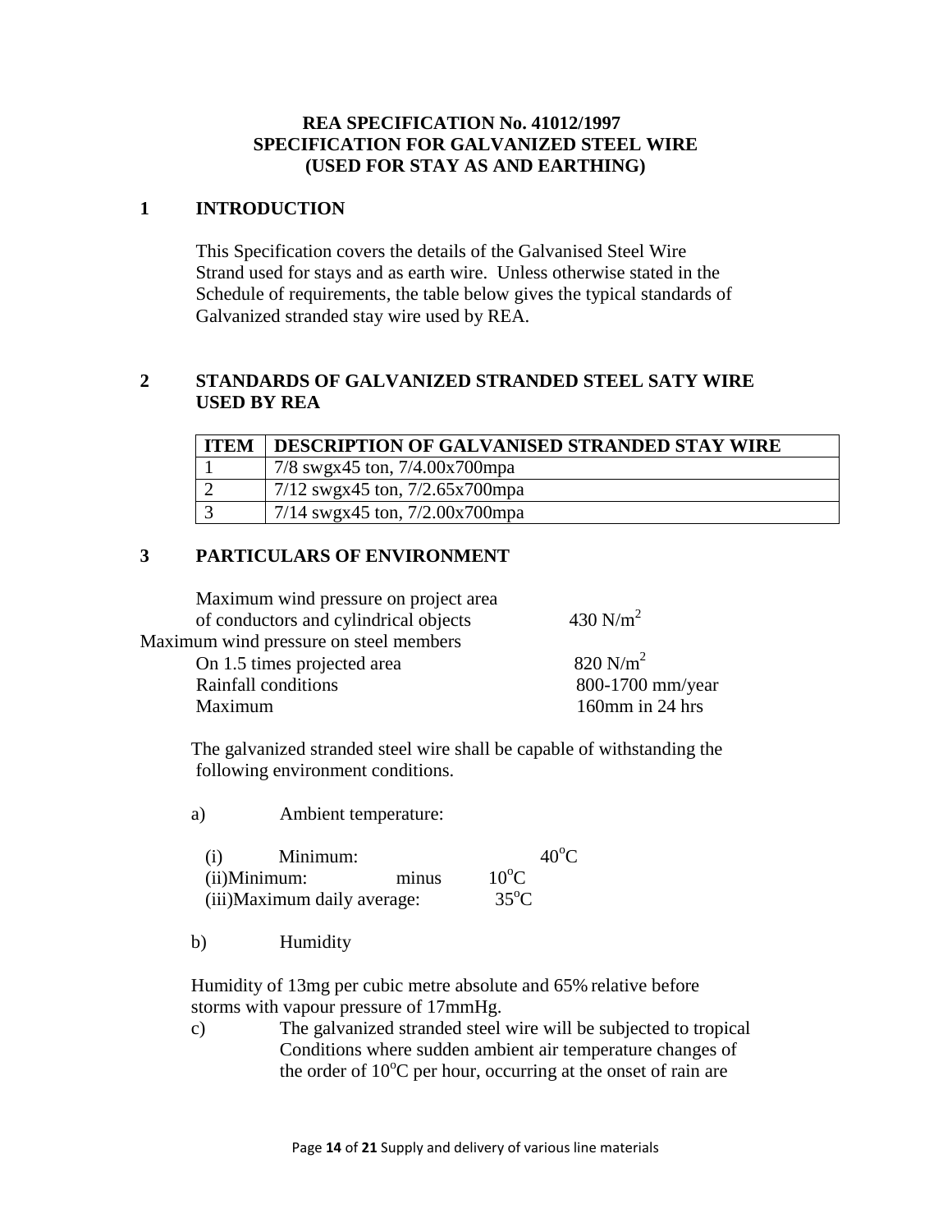**REA SPECIFICATION No. 41012/1997**
**SPECIFICATION FOR GALVANIZED STEEL WIRE**
**(USED FOR STAY AS AND EARTHING)**

## 1 INTRODUCTION

This Specification covers the details of the Galvanised Steel Wire Strand used for stays and as earth wire. Unless otherwise stated in the Schedule of requirements, the table below gives the typical standards of Galvanized stranded stay wire used by REA.

## 2 STANDARDS OF GALVANIZED STRANDED STEEL SATY WIRE USED BY REA

| ITEM | DESCRIPTION OF GALVANISED STRANDED STAY WIRE |
|---|---|
| 1 | 7/8 swgx45 ton, 7/4.00x700mpa |
| 2 | 7/12 swgx45 ton, 7/2.65x700mpa |
| 3 | 7/14 swgx45 ton, 7/2.00x700mpa |

## 3 PARTICULARS OF ENVIRONMENT

Maximum wind pressure on project area of conductors and cylindrical objects — 430 $N/m^2$

Maximum wind pressure on steel members

On 1.5 times projected area — 820 $N/m^2$

Rainfall conditions — 800-1700 mm/year

Maximum — 160mm in 24 hrs

The galvanized stranded steel wire shall be capable of withstanding the following environment conditions.

a) Ambient temperature:

(i) Minimum: $40^{o}C$

(ii)Minimum: minus $10^{o}C$

(iii)Maximum daily average: $35^{o}C$

b) Humidity

Humidity of 13mg per cubic metre absolute and 65% relative before storms with vapour pressure of 17mmHg.

c) The galvanized stranded steel wire will be subjected to tropical Conditions where sudden ambient air temperature changes of the order of $10^{o}C$ per hour, occurring at the onset of rain are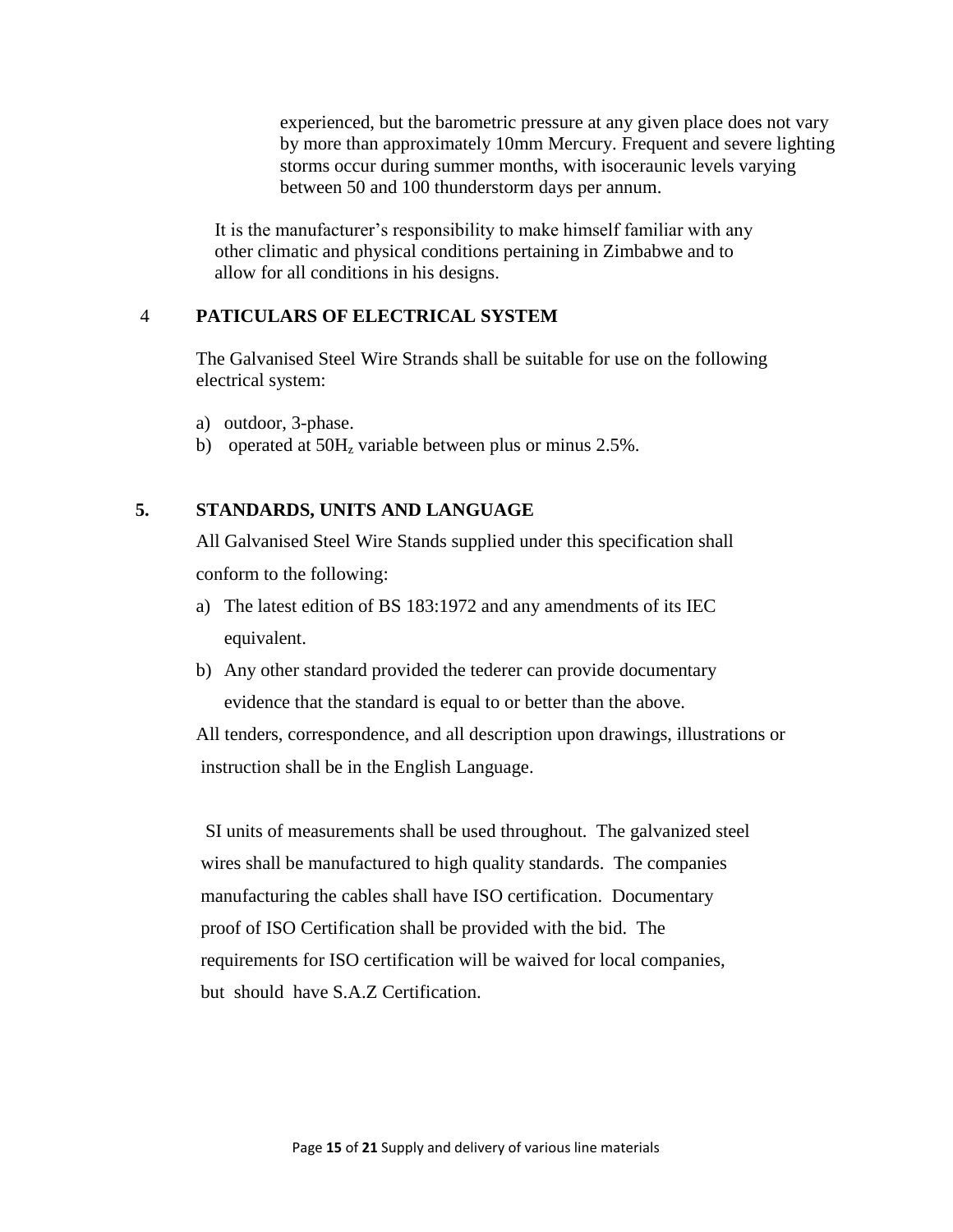experienced, but the barometric pressure at any given place does not vary by more than approximately 10mm Mercury. Frequent and severe lighting storms occur during summer months, with isoceraunic levels varying between 50 and 100 thunderstorm days per annum.

It is the manufacturer's responsibility to make himself familiar with any other climatic and physical conditions pertaining in Zimbabwe and to allow for all conditions in his designs.

## 4 PATICULARS OF ELECTRICAL SYSTEM

The Galvanised Steel Wire Strands shall be suitable for use on the following electrical system:

a) outdoor, 3-phase.
b) operated at $50H_z$ variable between plus or minus 2.5%.

## 5. STANDARDS, UNITS AND LANGUAGE

All Galvanised Steel Wire Stands supplied under this specification shall conform to the following:

a) The latest edition of BS 183:1972 and any amendments of its IEC equivalent.
b) Any other standard provided the tederer can provide documentary evidence that the standard is equal to or better than the above.

All tenders, correspondence, and all description upon drawings, illustrations or instruction shall be in the English Language.

SI units of measurements shall be used throughout. The galvanized steel wires shall be manufactured to high quality standards. The companies manufacturing the cables shall have ISO certification. Documentary proof of ISO Certification shall be provided with the bid. The requirements for ISO certification will be waived for local companies, but should have S.A.Z Certification.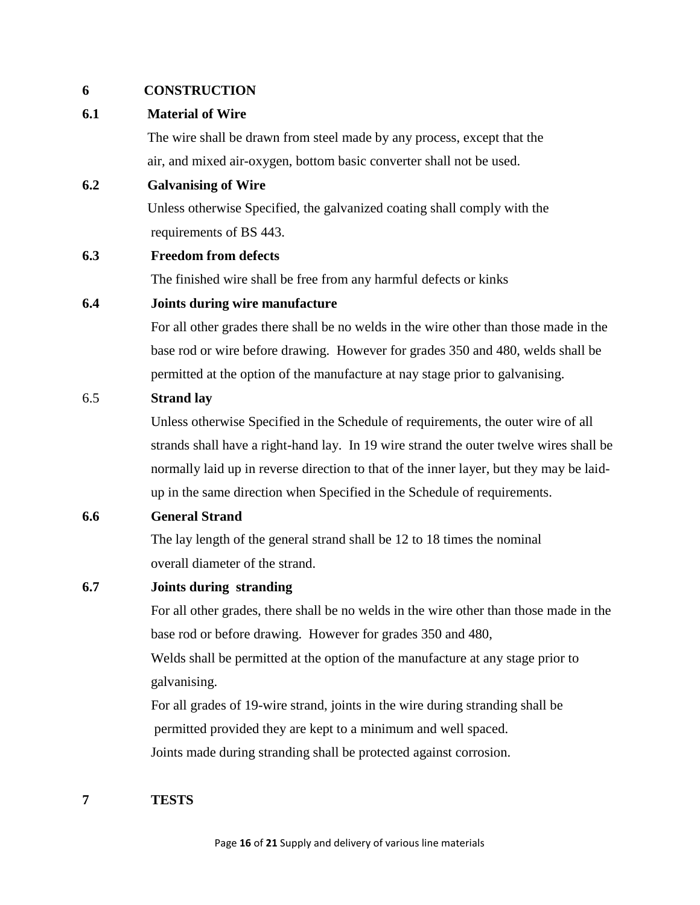## 6 CONSTRUCTION

### 6.1 Material of Wire

The wire shall be drawn from steel made by any process, except that the air, and mixed air-oxygen, bottom basic converter shall not be used.

### 6.2 Galvanising of Wire

Unless otherwise Specified, the galvanized coating shall comply with the requirements of BS 443.

### 6.3 Freedom from defects

The finished wire shall be free from any harmful defects or kinks

### 6.4 Joints during wire manufacture

For all other grades there shall be no welds in the wire other than those made in the base rod or wire before drawing. However for grades 350 and 480, welds shall be permitted at the option of the manufacture at nay stage prior to galvanising.

### 6.5 Strand lay

Unless otherwise Specified in the Schedule of requirements, the outer wire of all strands shall have a right-hand lay. In 19 wire strand the outer twelve wires shall be normally laid up in reverse direction to that of the inner layer, but they may be laid-up in the same direction when Specified in the Schedule of requirements.

### 6.6 General Strand

The lay length of the general strand shall be 12 to 18 times the nominal overall diameter of the strand.

### 6.7 Joints during stranding

For all other grades, there shall be no welds in the wire other than those made in the base rod or before drawing. However for grades 350 and 480,

Welds shall be permitted at the option of the manufacture at any stage prior to galvanising.

For all grades of 19-wire strand, joints in the wire during stranding shall be permitted provided they are kept to a minimum and well spaced.

Joints made during stranding shall be protected against corrosion.

## 7 TESTS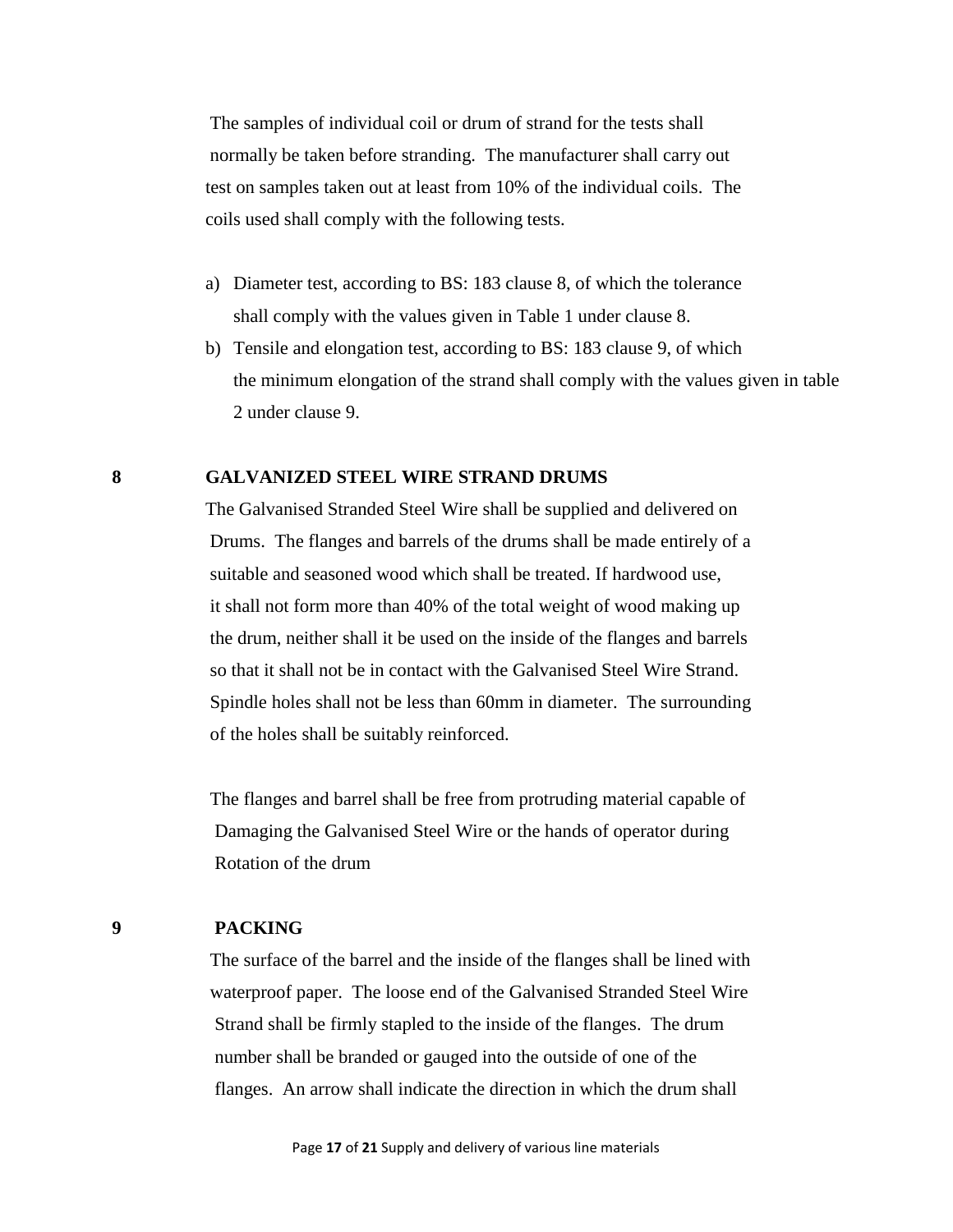The samples of individual coil or drum of strand for the tests shall normally be taken before stranding. The manufacturer shall carry out test on samples taken out at least from 10% of the individual coils. The coils used shall comply with the following tests.

a) Diameter test, according to BS: 183 clause 8, of which the tolerance shall comply with the values given in Table 1 under clause 8.
b) Tensile and elongation test, according to BS: 183 clause 9, of which the minimum elongation of the strand shall comply with the values given in table 2 under clause 9.

## 8 GALVANIZED STEEL WIRE STRAND DRUMS

The Galvanised Stranded Steel Wire shall be supplied and delivered on Drums. The flanges and barrels of the drums shall be made entirely of a suitable and seasoned wood which shall be treated. If hardwood use, it shall not form more than 40% of the total weight of wood making up the drum, neither shall it be used on the inside of the flanges and barrels so that it shall not be in contact with the Galvanised Steel Wire Strand. Spindle holes shall not be less than 60mm in diameter. The surrounding of the holes shall be suitably reinforced.

The flanges and barrel shall be free from protruding material capable of Damaging the Galvanised Steel Wire or the hands of operator during Rotation of the drum

## 9 PACKING

The surface of the barrel and the inside of the flanges shall be lined with waterproof paper. The loose end of the Galvanised Stranded Steel Wire Strand shall be firmly stapled to the inside of the flanges. The drum number shall be branded or gauged into the outside of one of the flanges. An arrow shall indicate the direction in which the drum shall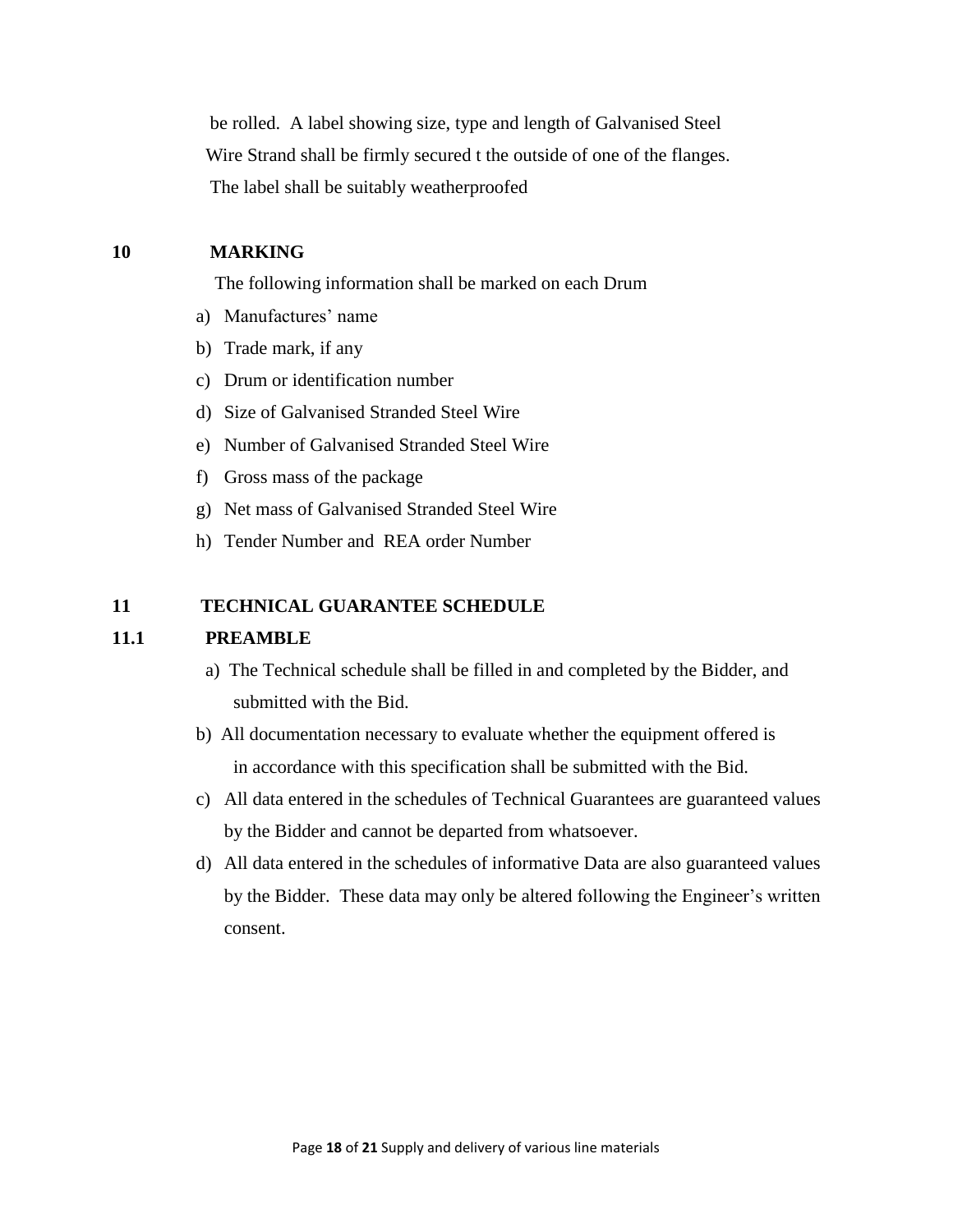be rolled. A label showing size, type and length of Galvanised Steel Wire Strand shall be firmly secured t the outside of one of the flanges. The label shall be suitably weatherproofed

## 10 MARKING

The following information shall be marked on each Drum

a) Manufactures' name
b) Trade mark, if any
c) Drum or identification number
d) Size of Galvanised Stranded Steel Wire
e) Number of Galvanised Stranded Steel Wire
f) Gross mass of the package
g) Net mass of Galvanised Stranded Steel Wire
h) Tender Number and REA order Number

## 11 TECHNICAL GUARANTEE SCHEDULE

### 11.1 PREAMBLE

a) The Technical schedule shall be filled in and completed by the Bidder, and submitted with the Bid.
b) All documentation necessary to evaluate whether the equipment offered is in accordance with this specification shall be submitted with the Bid.
c) All data entered in the schedules of Technical Guarantees are guaranteed values by the Bidder and cannot be departed from whatsoever.
d) All data entered in the schedules of informative Data are also guaranteed values by the Bidder. These data may only be altered following the Engineer's written consent.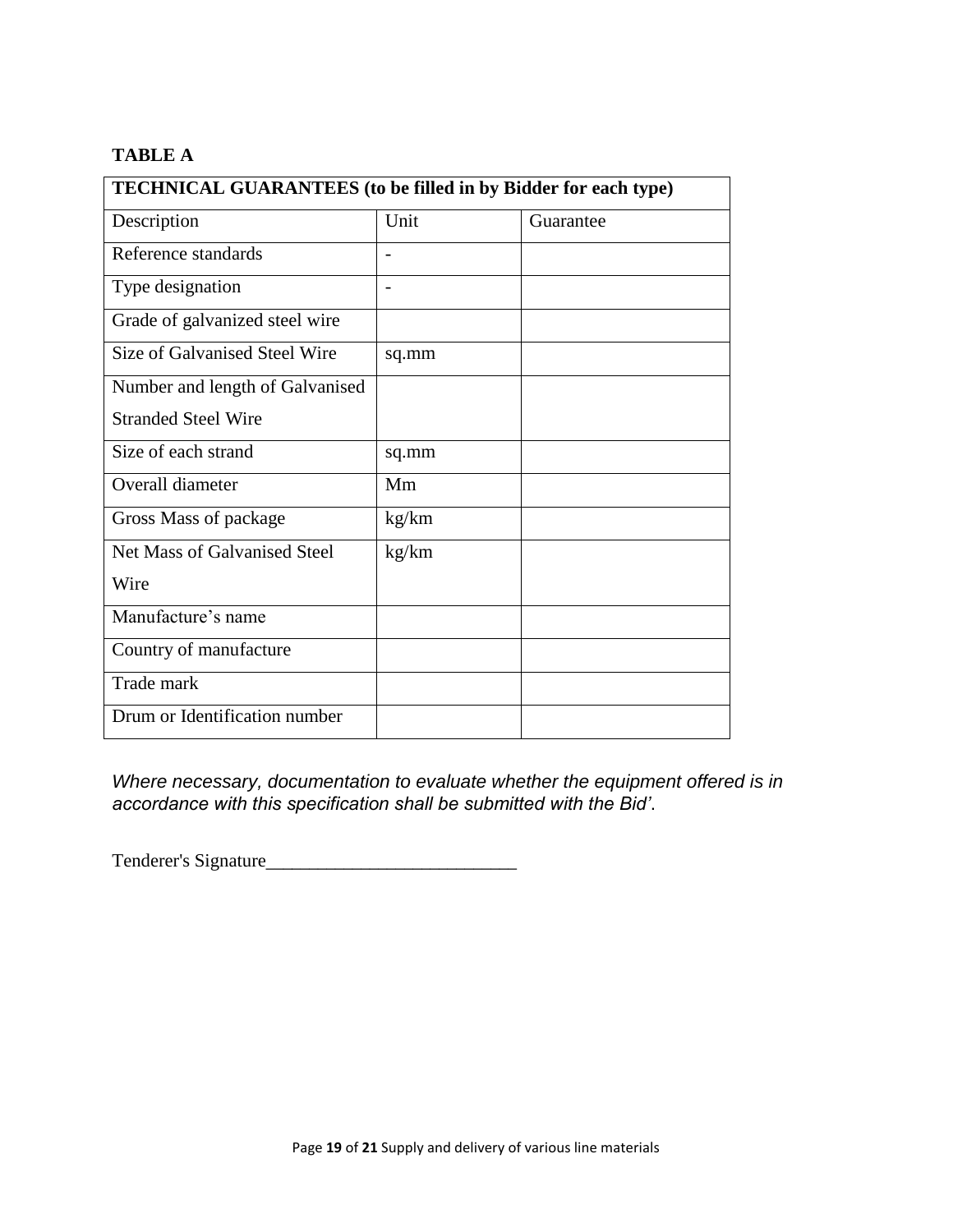**TABLE A**

| TECHNICAL GUARANTEES (to be filled in by Bidder for each type) | | |
|---|---|---|
| Description | Unit | Guarantee |
| Reference standards | - | |
| Type designation | - | |
| Grade of galvanized steel wire | | |
| Size of Galvanised Steel Wire | sq.mm | |
| Number and length of Galvanised Stranded Steel Wire | | |
| Size of each strand | sq.mm | |
| Overall diameter | Mm | |
| Gross Mass of package | kg/km | |
| Net Mass of Galvanised Steel Wire | kg/km | |
| Manufacture's name | | |
| Country of manufacture | | |
| Trade mark | | |
| Drum or Identification number | | |

*Where necessary, documentation to evaluate whether the equipment offered is in accordance with this specification shall be submitted with the Bid'.*

Tenderer's Signature___________________________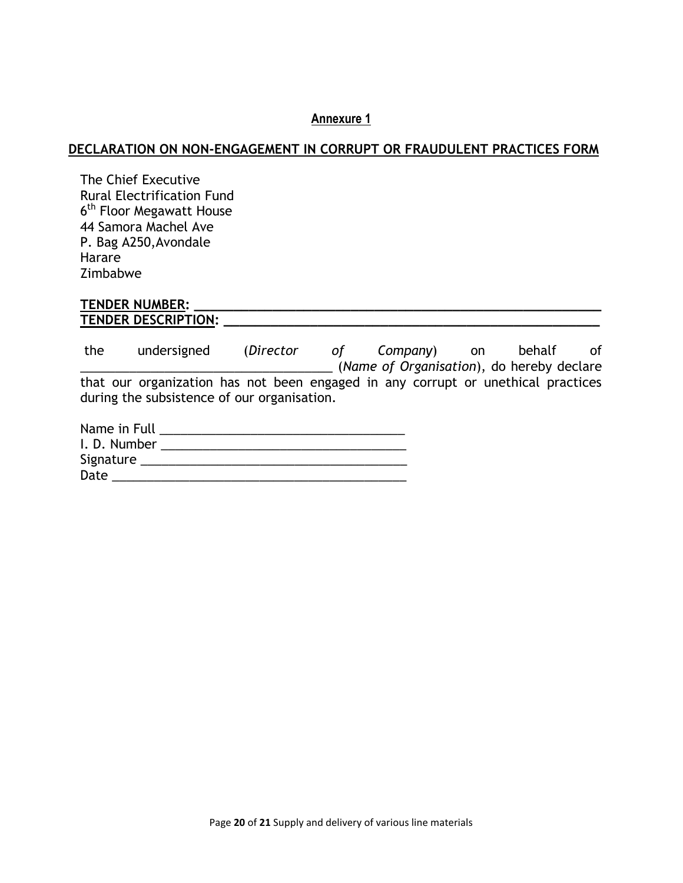**Annexure 1**

**DECLARATION ON NON-ENGAGEMENT IN CORRUPT OR FRAUDULENT PRACTICES FORM**

The Chief Executive
Rural Electrification Fund
6th Floor Megawatt House
44 Samora Machel Ave
P. Bag A250,Avondale
Harare
Zimbabwe

**TENDER NUMBER: \_\_\_\_\_\_\_\_\_\_\_\_\_\_\_\_\_\_\_\_\_\_\_\_\_\_\_\_\_\_\_\_\_\_\_\_\_\_\_\_\_\_\_\_\_\_\_\_\_\_\_\_\_\_**
**TENDER DESCRIPTION: \_\_\_\_\_\_\_\_\_\_\_\_\_\_\_\_\_\_\_\_\_\_\_\_\_\_\_\_\_\_\_\_\_\_\_\_\_\_\_\_\_\_\_\_\_\_\_\_\_**

the undersigned (*Director of Company*) on behalf of \_\_\_\_\_\_\_\_\_\_\_\_\_\_\_\_\_\_\_\_\_\_\_\_\_\_\_\_\_\_\_\_\_\_\_ (*Name of Organisation*), do hereby declare that our organization has not been engaged in any corrupt or unethical practices during the subsistence of our organisation.

Name in Full \_\_\_\_\_\_\_\_\_\_\_\_\_\_\_\_\_\_\_\_\_\_\_\_\_\_\_\_\_\_\_\_\_\_
I. D. Number \_\_\_\_\_\_\_\_\_\_\_\_\_\_\_\_\_\_\_\_\_\_\_\_\_\_\_\_\_\_\_\_\_\_
Signature \_\_\_\_\_\_\_\_\_\_\_\_\_\_\_\_\_\_\_\_\_\_\_\_\_\_\_\_\_\_\_\_\_\_\_\_\_
Date \_\_\_\_\_\_\_\_\_\_\_\_\_\_\_\_\_\_\_\_\_\_\_\_\_\_\_\_\_\_\_\_\_\_\_\_\_\_\_\_\_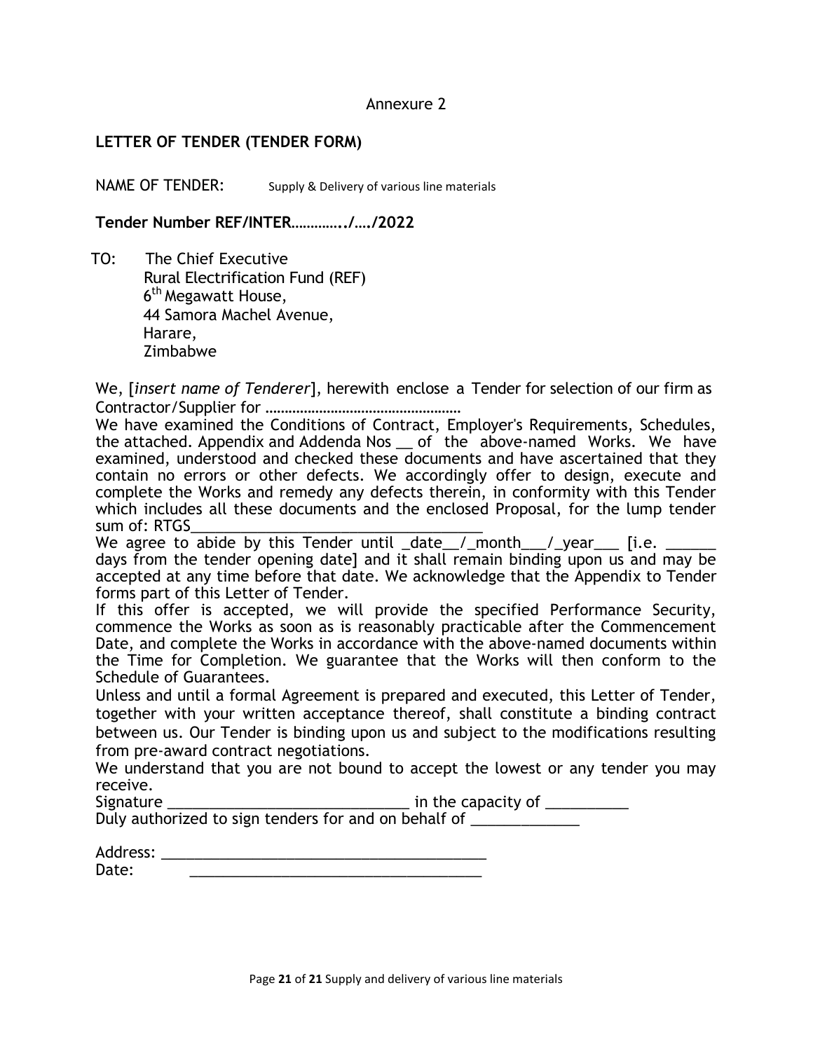Annexure 2

**LETTER OF TENDER (TENDER FORM)**

NAME OF TENDER: Supply & Delivery of various line materials

**Tender Number REF/INTER…………../…./2022**

TO: The Chief Executive
Rural Electrification Fund (REF)
6th Megawatt House,
44 Samora Machel Avenue,
Harare,
Zimbabwe

We, [*insert name of Tenderer*], herewith enclose a Tender for selection of our firm as Contractor/Supplier for ……………………………………………

We have examined the Conditions of Contract, Employer's Requirements, Schedules, the attached. Appendix and Addenda Nos __ of the above-named Works. We have examined, understood and checked these documents and have ascertained that they contain no errors or other defects. We accordingly offer to design, execute and complete the Works and remedy any defects therein, in conformity with this Tender which includes all these documents and the enclosed Proposal, for the lump tender sum of: RTGS___________________________________

We agree to abide by this Tender until _date__/_month___/_year___ [i.e. ______ days from the tender opening date] and it shall remain binding upon us and may be accepted at any time before that date. We acknowledge that the Appendix to Tender forms part of this Letter of Tender.

If this offer is accepted, we will provide the specified Performance Security, commence the Works as soon as is reasonably practicable after the Commencement Date, and complete the Works in accordance with the above-named documents within the Time for Completion. We guarantee that the Works will then conform to the Schedule of Guarantees.

Unless and until a formal Agreement is prepared and executed, this Letter of Tender, together with your written acceptance thereof, shall constitute a binding contract between us. Our Tender is binding upon us and subject to the modifications resulting from pre-award contract negotiations.

We understand that you are not bound to accept the lowest or any tender you may receive.

Signature _____________________________ in the capacity of __________

Duly authorized to sign tenders for and on behalf of _____________

Address: _______________________________________

Date: ____________________________________